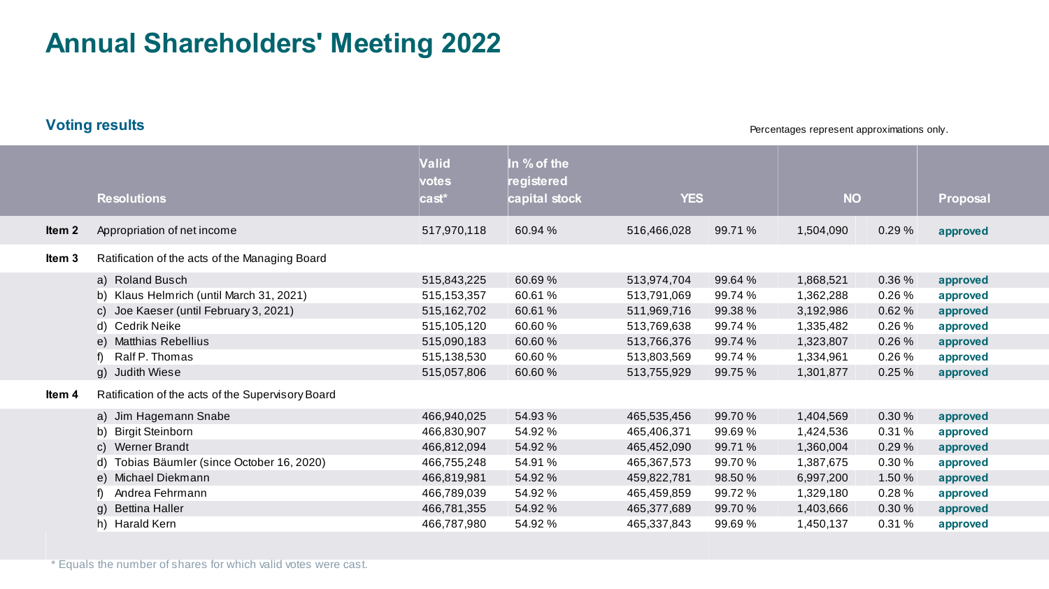# Annual Shareholders' Meeting 2022

## Voting results

Percentages represent approximations only.

| | Resolutions | Valid votes cast* | In % of the registered capital stock | YES | | NO | | Proposal |
|---|---|---|---|---|---|---|---|---|
| Item 2 | Appropriation of net income | 517,970,118 | 60.94 % | 516,466,028 | 99.71 % | 1,504,090 | 0.29 % | approved |
| Item 3 | Ratification of the acts of the Managing Board | | | | | | | |
| | a) Roland Busch | 515,843,225 | 60.69 % | 513,974,704 | 99.64 % | 1,868,521 | 0.36 % | approved |
| | b) Klaus Helmrich (until March 31, 2021) | 515,153,357 | 60.61 % | 513,791,069 | 99.74 % | 1,362,288 | 0.26 % | approved |
| | c) Joe Kaeser (until February 3, 2021) | 515,162,702 | 60.61 % | 511,969,716 | 99.38 % | 3,192,986 | 0.62 % | approved |
| | d) Cedrik Neike | 515,105,120 | 60.60 % | 513,769,638 | 99.74 % | 1,335,482 | 0.26 % | approved |
| | e) Matthias Rebellius | 515,090,183 | 60.60 % | 513,766,376 | 99.74 % | 1,323,807 | 0.26 % | approved |
| | f) Ralf P. Thomas | 515,138,530 | 60.60 % | 513,803,569 | 99.74 % | 1,334,961 | 0.26 % | approved |
| | g) Judith Wiese | 515,057,806 | 60.60 % | 513,755,929 | 99.75 % | 1,301,877 | 0.25 % | approved |
| Item 4 | Ratification of the acts of the Supervisory Board | | | | | | | |
| | a) Jim Hagemann Snabe | 466,940,025 | 54.93 % | 465,535,456 | 99.70 % | 1,404,569 | 0.30 % | approved |
| | b) Birgit Steinborn | 466,830,907 | 54.92 % | 465,406,371 | 99.69 % | 1,424,536 | 0.31 % | approved |
| | c) Werner Brandt | 466,812,094 | 54.92 % | 465,452,090 | 99.71 % | 1,360,004 | 0.29 % | approved |
| | d) Tobias Bäumler (since October 16, 2020) | 466,755,248 | 54.91 % | 465,367,573 | 99.70 % | 1,387,675 | 0.30 % | approved |
| | e) Michael Diekmann | 466,819,981 | 54.92 % | 459,822,781 | 98.50 % | 6,997,200 | 1.50 % | approved |
| | f) Andrea Fehrmann | 466,789,039 | 54.92 % | 465,459,859 | 99.72 % | 1,329,180 | 0.28 % | approved |
| | g) Bettina Haller | 466,781,355 | 54.92 % | 465,377,689 | 99.70 % | 1,403,666 | 0.30 % | approved |
| | h) Harald Kern | 466,787,980 | 54.92 % | 465,337,843 | 99.69 % | 1,450,137 | 0.31 % | approved |

\* Equals the number of shares for which valid votes were cast.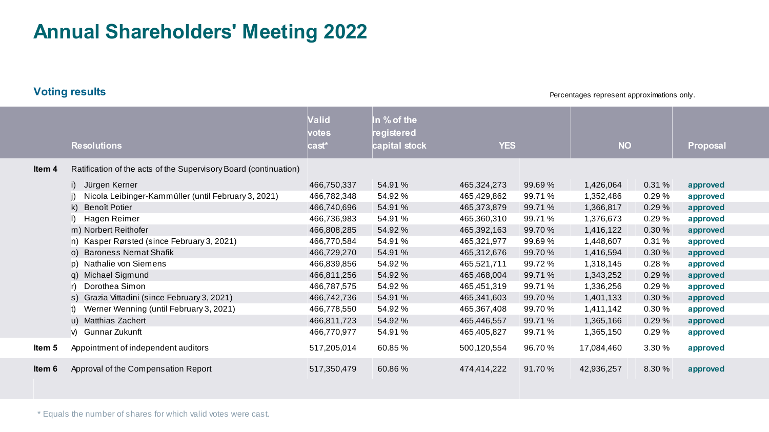# Annual Shareholders' Meeting 2022

## Voting results

Percentages represent approximations only.

| | Resolutions | Valid votes cast* | In % of the registered capital stock | YES | | NO | | Proposal |
|---|---|---|---|---|---|---|---|---|
| **Item 4** | Ratification of the acts of the Supervisory Board (continuation) | | | | | | | |
| | i) Jürgen Kerner | 466,750,337 | 54.91 % | 465,324,273 | 99.69 % | 1,426,064 | 0.31 % | **approved** |
| | j) Nicola Leibinger-Kammüller (until February 3, 2021) | 466,782,348 | 54.92 % | 465,429,862 | 99.71 % | 1,352,486 | 0.29 % | **approved** |
| | k) Benoît Potier | 466,740,696 | 54.91 % | 465,373,879 | 99.71 % | 1,366,817 | 0.29 % | **approved** |
| | l) Hagen Reimer | 466,736,983 | 54.91 % | 465,360,310 | 99.71 % | 1,376,673 | 0.29 % | **approved** |
| | m) Norbert Reithofer | 466,808,285 | 54.92 % | 465,392,163 | 99.70 % | 1,416,122 | 0.30 % | **approved** |
| | n) Kasper Rørsted (since February 3, 2021) | 466,770,584 | 54.91 % | 465,321,977 | 99.69 % | 1,448,607 | 0.31 % | **approved** |
| | o) Baroness Nemat Shafik | 466,729,270 | 54.91 % | 465,312,676 | 99.70 % | 1,416,594 | 0.30 % | **approved** |
| | p) Nathalie von Siemens | 466,839,856 | 54.92 % | 465,521,711 | 99.72 % | 1,318,145 | 0.28 % | **approved** |
| | q) Michael Sigmund | 466,811,256 | 54.92 % | 465,468,004 | 99.71 % | 1,343,252 | 0.29 % | **approved** |
| | r) Dorothea Simon | 466,787,575 | 54.92 % | 465,451,319 | 99.71 % | 1,336,256 | 0.29 % | **approved** |
| | s) Grazia Vittadini (since February 3, 2021) | 466,742,736 | 54.91 % | 465,341,603 | 99.70 % | 1,401,133 | 0.30 % | **approved** |
| | t) Werner Wenning (until February 3, 2021) | 466,778,550 | 54.92 % | 465,367,408 | 99.70 % | 1,411,142 | 0.30 % | **approved** |
| | u) Matthias Zachert | 466,811,723 | 54.92 % | 465,446,557 | 99.71 % | 1,365,166 | 0.29 % | **approved** |
| | v) Gunnar Zukunft | 466,770,977 | 54.91 % | 465,405,827 | 99.71 % | 1,365,150 | 0.29 % | **approved** |
| **Item 5** | Appointment of independent auditors | 517,205,014 | 60.85 % | 500,120,554 | 96.70 % | 17,084,460 | 3.30 % | **approved** |
| **Item 6** | Approval of the Compensation Report | 517,350,479 | 60.86 % | 474,414,222 | 91.70 % | 42,936,257 | 8.30 % | **approved** |

\* Equals the number of shares for which valid votes were cast.